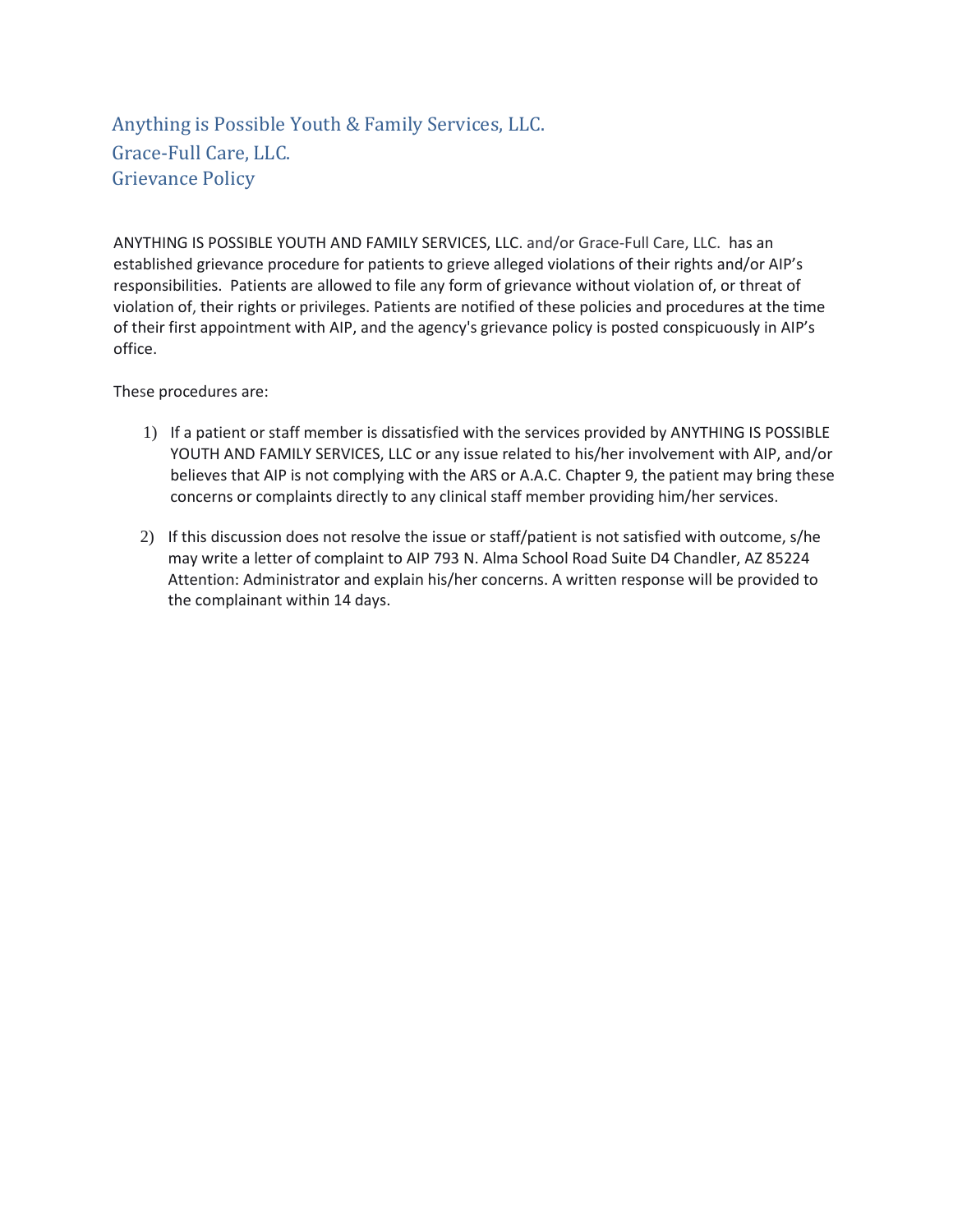# Anything is Possible Youth & Family Services, LLC.
## Grace-Full Care, LLC.
## Grievance Policy

ANYTHING IS POSSIBLE YOUTH AND FAMILY SERVICES, LLC. and/or Grace-Full Care, LLC. has an established grievance procedure for patients to grieve alleged violations of their rights and/or AIP's responsibilities. Patients are allowed to file any form of grievance without violation of, or threat of violation of, their rights or privileges. Patients are notified of these policies and procedures at the time of their first appointment with AIP, and the agency's grievance policy is posted conspicuously in AIP's office.

These procedures are:

1) If a patient or staff member is dissatisfied with the services provided by ANYTHING IS POSSIBLE YOUTH AND FAMILY SERVICES, LLC or any issue related to his/her involvement with AIP, and/or believes that AIP is not complying with the ARS or A.A.C. Chapter 9, the patient may bring these concerns or complaints directly to any clinical staff member providing him/her services.

2) If this discussion does not resolve the issue or staff/patient is not satisfied with outcome, s/he may write a letter of complaint to AIP 793 N. Alma School Road Suite D4 Chandler, AZ 85224 Attention: Administrator and explain his/her concerns. A written response will be provided to the complainant within 14 days.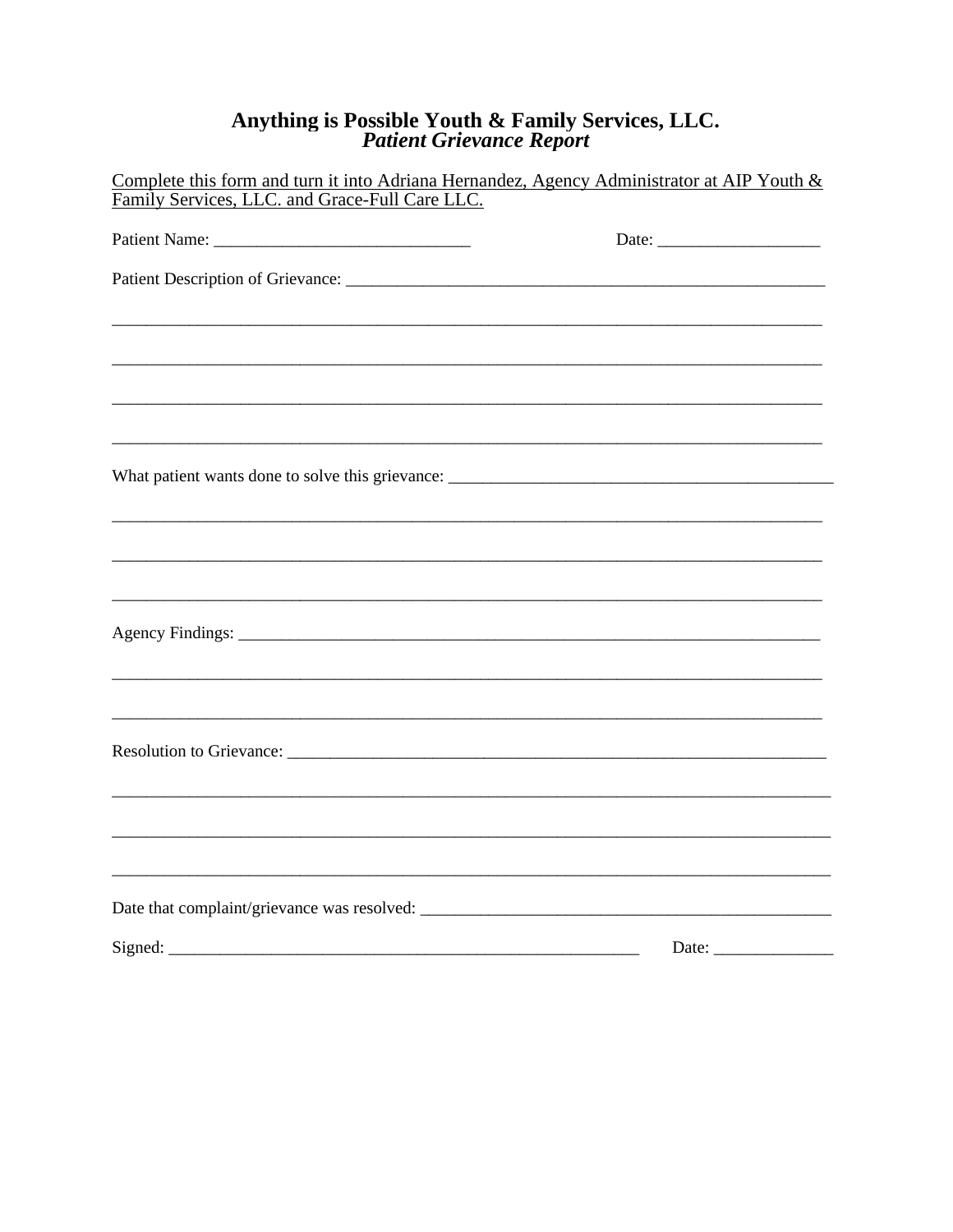# **Anything is Possible Youth & Family Services, LLC.**
## ***Patient Grievance Report***

Complete this form and turn it into Adriana Hernandez, Agency Administrator at AIP Youth & Family Services, LLC. and Grace-Full Care LLC.

Patient Name: ______________________________ Date: ___________________

Patient Description of Grievance: _________________________________________________________

_____________________________________________________________________________________

_____________________________________________________________________________________

_____________________________________________________________________________________

_____________________________________________________________________________________

What patient wants done to solve this grievance: _____________________________________________

_____________________________________________________________________________________

_____________________________________________________________________________________

_____________________________________________________________________________________

Agency Findings: ______________________________________________________________________

_____________________________________________________________________________________

_____________________________________________________________________________________

Resolution to Grievance: ________________________________________________________________

_____________________________________________________________________________________

_____________________________________________________________________________________

_____________________________________________________________________________________

Date that complaint/grievance was resolved: ________________________________________________

Signed: ________________________________________________________ Date: ______________